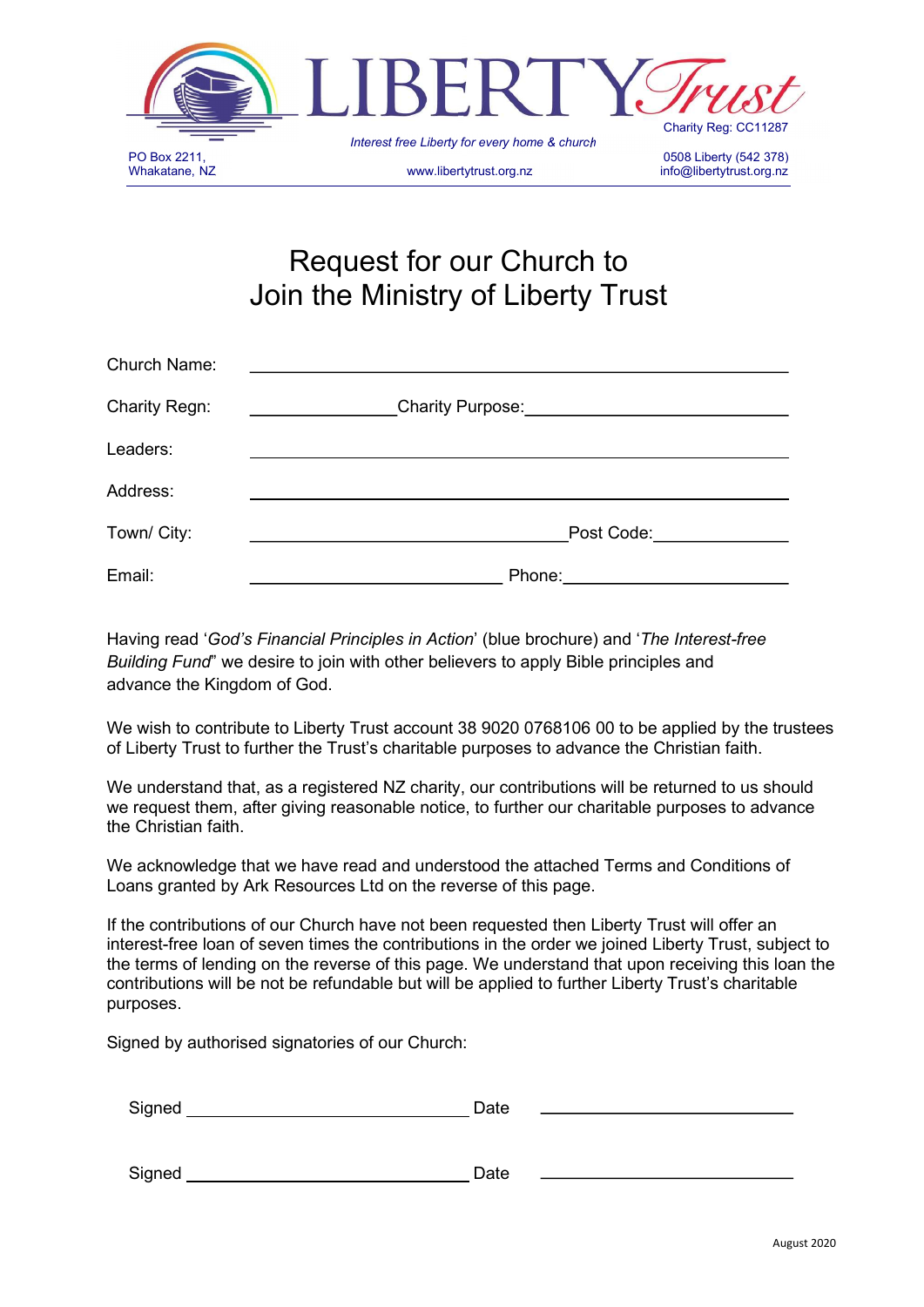LIBERTY Trust

Charity Reg: CC11287

*Interest free Liberty for every home & church*

PO Box 2211,
Whakatane, NZ

www.libertytrust.org.nz

0508 Liberty (542 378)
info@libertytrust.org.nz

# Request for our Church to Join the Ministry of Liberty Trust

Church Name: ____________________________________________

Charity Regn: ______________ Charity Purpose: ______________________

Leaders: ____________________________________________

Address: ____________________________________________

Town/ City: ____________________________ Post Code: ____________

Email: ______________________ Phone: ______________________

Having read '*God's Financial Principles in Action*' (blue brochure) and '*The Interest-free Building Fund*" we desire to join with other believers to apply Bible principles and advance the Kingdom of God.

We wish to contribute to Liberty Trust account 38 9020 0768106 00 to be applied by the trustees of Liberty Trust to further the Trust's charitable purposes to advance the Christian faith.

We understand that, as a registered NZ charity, our contributions will be returned to us should we request them, after giving reasonable notice, to further our charitable purposes to advance the Christian faith.

We acknowledge that we have read and understood the attached Terms and Conditions of Loans granted by Ark Resources Ltd on the reverse of this page.

If the contributions of our Church have not been requested then Liberty Trust will offer an interest-free loan of seven times the contributions in the order we joined Liberty Trust, subject to the terms of lending on the reverse of this page. We understand that upon receiving this loan the contributions will be not be refundable but will be applied to further Liberty Trust's charitable purposes.

Signed by authorised signatories of our Church:

Signed ____________________________ Date ______________________

Signed ____________________________ Date ______________________

August 2020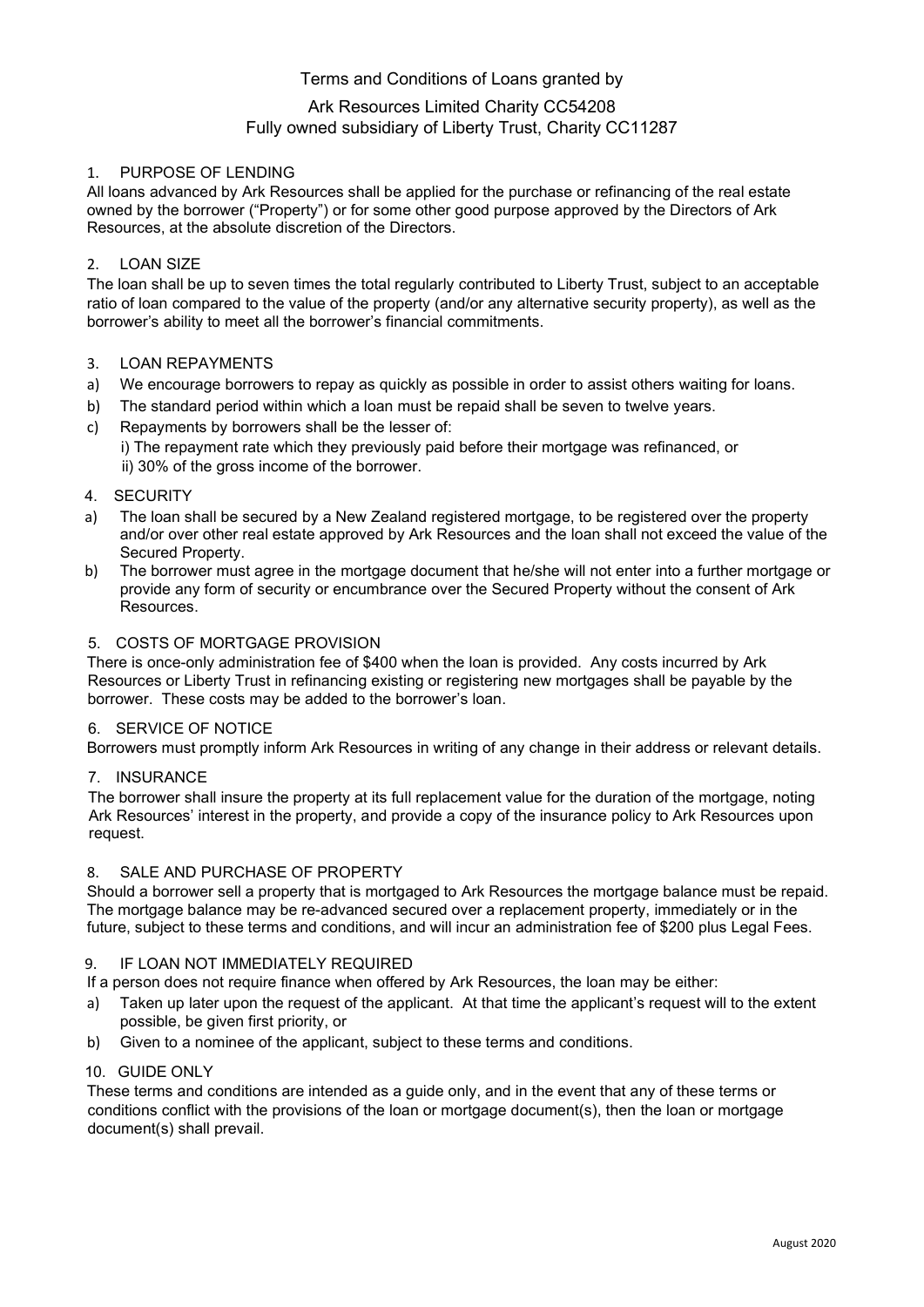Terms and Conditions of Loans granted by

Ark Resources Limited Charity CC54208
Fully owned subsidiary of Liberty Trust, Charity CC11287

## 1. PURPOSE OF LENDING

All loans advanced by Ark Resources shall be applied for the purchase or refinancing of the real estate owned by the borrower ("Property") or for some other good purpose approved by the Directors of Ark Resources, at the absolute discretion of the Directors.

## 2. LOAN SIZE

The loan shall be up to seven times the total regularly contributed to Liberty Trust, subject to an acceptable ratio of loan compared to the value of the property (and/or any alternative security property), as well as the borrower's ability to meet all the borrower's financial commitments.

## 3. LOAN REPAYMENTS

a) We encourage borrowers to repay as quickly as possible in order to assist others waiting for loans.

b) The standard period within which a loan must be repaid shall be seven to twelve years.

c) Repayments by borrowers shall be the lesser of:
   i) The repayment rate which they previously paid before their mortgage was refinanced, or
   ii) 30% of the gross income of the borrower.

## 4. SECURITY

a) The loan shall be secured by a New Zealand registered mortgage, to be registered over the property and/or over other real estate approved by Ark Resources and the loan shall not exceed the value of the Secured Property.

b) The borrower must agree in the mortgage document that he/she will not enter into a further mortgage or provide any form of security or encumbrance over the Secured Property without the consent of Ark Resources.

## 5. COSTS OF MORTGAGE PROVISION

There is once-only administration fee of $400 when the loan is provided. Any costs incurred by Ark Resources or Liberty Trust in refinancing existing or registering new mortgages shall be payable by the borrower. These costs may be added to the borrower's loan.

## 6. SERVICE OF NOTICE

Borrowers must promptly inform Ark Resources in writing of any change in their address or relevant details.

## 7. INSURANCE

The borrower shall insure the property at its full replacement value for the duration of the mortgage, noting Ark Resources' interest in the property, and provide a copy of the insurance policy to Ark Resources upon request.

## 8. SALE AND PURCHASE OF PROPERTY

Should a borrower sell a property that is mortgaged to Ark Resources the mortgage balance must be repaid. The mortgage balance may be re-advanced secured over a replacement property, immediately or in the future, subject to these terms and conditions, and will incur an administration fee of $200 plus Legal Fees.

## 9. IF LOAN NOT IMMEDIATELY REQUIRED

If a person does not require finance when offered by Ark Resources, the loan may be either:

a) Taken up later upon the request of the applicant. At that time the applicant's request will to the extent possible, be given first priority, or

b) Given to a nominee of the applicant, subject to these terms and conditions.

## 10. GUIDE ONLY

These terms and conditions are intended as a guide only, and in the event that any of these terms or conditions conflict with the provisions of the loan or mortgage document(s), then the loan or mortgage document(s) shall prevail.

August 2020